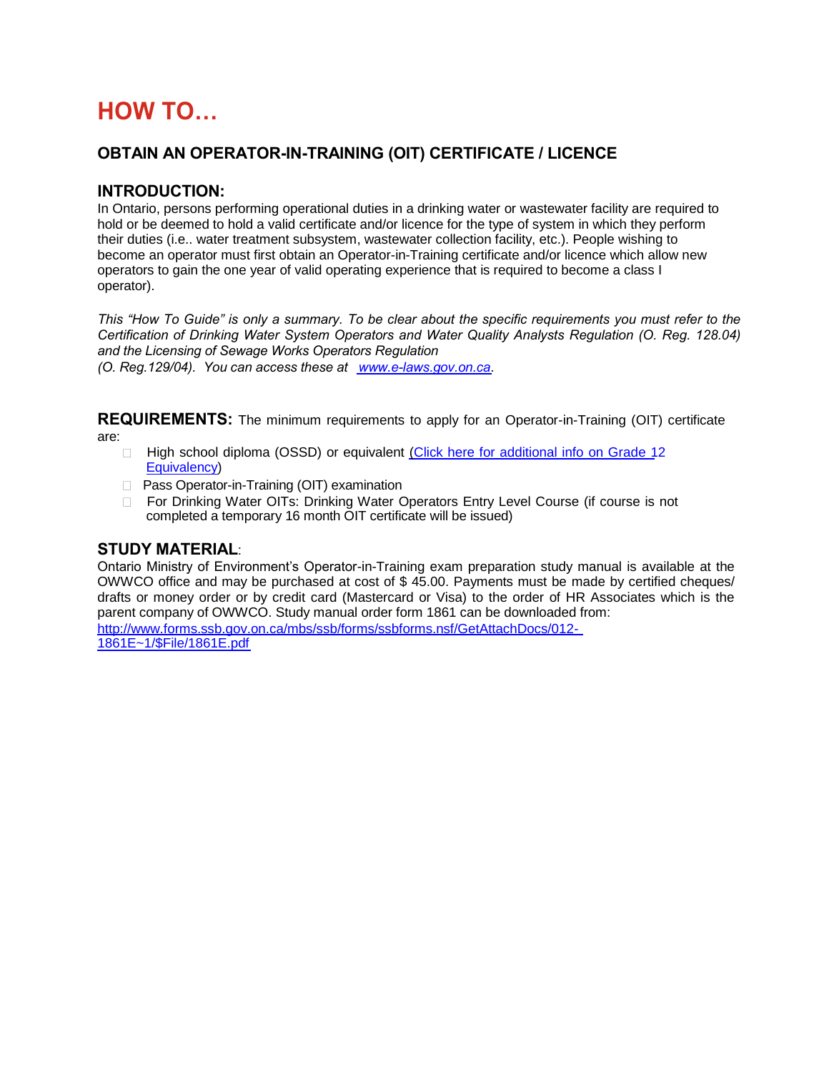# HOW TO…

## OBTAIN AN OPERATOR-IN-TRAINING (OIT) CERTIFICATE / LICENCE

### INTRODUCTION:

In Ontario, persons performing operational duties in a drinking water or wastewater facility are required to hold or be deemed to hold a valid certificate and/or licence for the type of system in which they perform their duties (i.e.. water treatment subsystem, wastewater collection facility, etc.). People wishing to become an operator must first obtain an Operator-in-Training certificate and/or licence which allow new operators to gain the one year of valid operating experience that is required to become a class I operator).

*This "How To Guide" is only a summary. To be clear about the specific requirements you must refer to the Certification of Drinking Water System Operators and Water Quality Analysts Regulation (O. Reg. 128.04) and the Licensing of Sewage Works Operators Regulation (O. Reg.129/04). You can access these at [www.e-laws.gov.on.ca](http://www.e-laws.gov.on.ca).*

**REQUIREMENTS:** The minimum requirements to apply for an Operator-in-Training (OIT) certificate are:

- High school diploma (OSSD) or equivalent (Click here for additional info on Grade 12 Equivalency)
- Pass Operator-in-Training (OIT) examination
- For Drinking Water OITs: Drinking Water Operators Entry Level Course (if course is not completed a temporary 16 month OIT certificate will be issued)

### STUDY MATERIAL:

Ontario Ministry of Environment's Operator-in-Training exam preparation study manual is available at the OWWCO office and may be purchased at cost of $ 45.00. Payments must be made by certified cheques/ drafts or money order or by credit card (Mastercard or Visa) to the order of HR Associates which is the parent company of OWWCO. Study manual order form 1861 can be downloaded from: [http://www.forms.ssb.gov.on.ca/mbs/ssb/forms/ssbforms.nsf/GetAttachDocs/012-1861E~1/$File/1861E.pdf](http://www.forms.ssb.gov.on.ca/mbs/ssb/forms/ssbforms.nsf/GetAttachDocs/012-1861E~1/$File/1861E.pdf)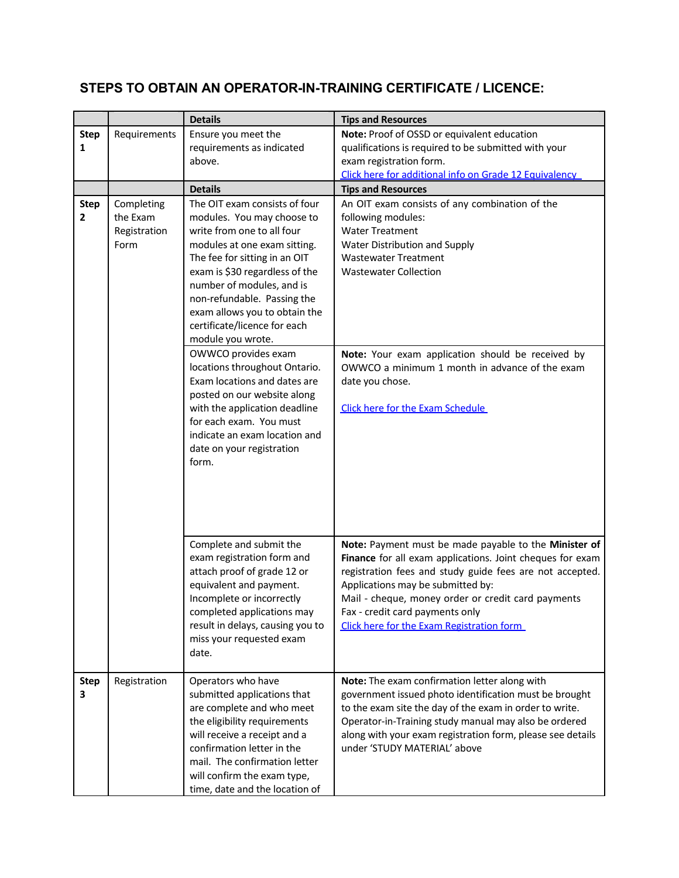## STEPS TO OBTAIN AN OPERATOR-IN-TRAINING CERTIFICATE / LICENCE:

| | | Details | Tips and Resources |
|---|---|---|---|
| **Step 1** | Requirements | Ensure you meet the requirements as indicated above. | **Note:** Proof of OSSD or equivalent education qualifications is required to be submitted with your exam registration form. Click here for additional info on Grade 12 Equivalency |
| | | **Details** | **Tips and Resources** |
| **Step 2** | Completing the Exam Registration Form | The OIT exam consists of four modules. You may choose to write from one to all four modules at one exam sitting. The fee for sitting in an OIT exam is $30 regardless of the number of modules, and is non-refundable. Passing the exam allows you to obtain the certificate/licence for each module you wrote. | An OIT exam consists of any combination of the following modules: Water Treatment, Water Distribution and Supply, Wastewater Treatment, Wastewater Collection |
| | | OWWCO provides exam locations throughout Ontario. Exam locations and dates are posted on our website along with the application deadline for each exam. You must indicate an exam location and date on your registration form. | **Note:** Your exam application should be received by OWWCO a minimum 1 month in advance of the exam date you chose. Click here for the Exam Schedule |
| | | Complete and submit the exam registration form and attach proof of grade 12 or equivalent and payment. Incomplete or incorrectly completed applications may result in delays, causing you to miss your requested exam date. | **Note:** Payment must be made payable to the **Minister of Finance** for all exam applications. Joint cheques for exam registration fees and study guide fees are not accepted. Applications may be submitted by: Mail - cheque, money order or credit card payments; Fax - credit card payments only. Click here for the Exam Registration form |
| **Step 3** | Registration | Operators who have submitted applications that are complete and who meet the eligibility requirements will receive a receipt and a confirmation letter in the mail. The confirmation letter will confirm the exam type, time, date and the location of | **Note:** The exam confirmation letter along with government issued photo identification must be brought to the exam site the day of the exam in order to write. Operator-in-Training study manual may also be ordered along with your exam registration form, please see details under 'STUDY MATERIAL' above |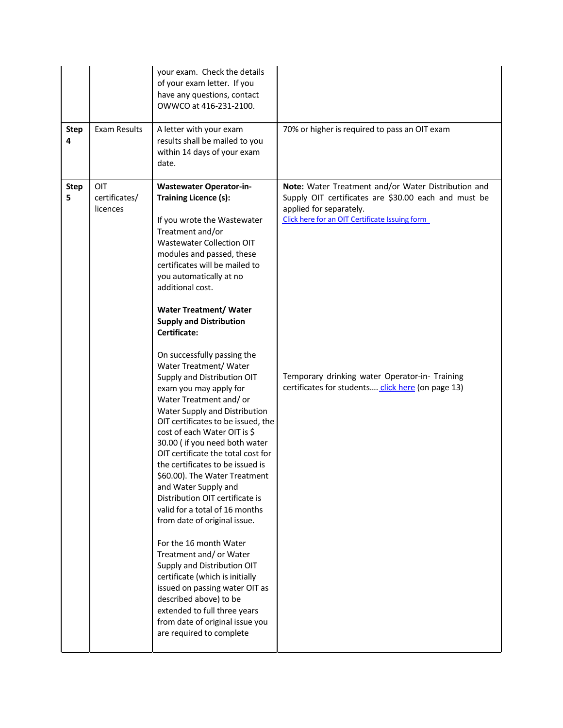| | | | |
|---|---|---|---|
| | | your exam. Check the details of your exam letter. If you have any questions, contact OWWCO at 416-231-2100. | |
| **Step 4** | Exam Results | A letter with your exam results shall be mailed to you within 14 days of your exam date. | 70% or higher is required to pass an OIT exam |
| **Step 5** | OIT certificates/ licences | **Wastewater Operator-in-Training Licence (s):**<br><br>If you wrote the Wastewater Treatment and/or Wastewater Collection OIT modules and passed, these certificates will be mailed to you automatically at no additional cost.<br><br>**Water Treatment/ Water Supply and Distribution Certificate:**<br><br>On successfully passing the Water Treatment/ Water Supply and Distribution OIT exam you may apply for Water Treatment and/ or Water Supply and Distribution OIT certificates to be issued, the cost of each Water OIT is $ 30.00 ( if you need both water OIT certificate the total cost for the certificates to be issued is $60.00). The Water Treatment and Water Supply and Distribution OIT certificate is valid for a total of 16 months from date of original issue.<br><br>For the 16 month Water Treatment and/ or Water Supply and Distribution OIT certificate (which is initially issued on passing water OIT as described above) to be extended to full three years from date of original issue you are required to complete | **Note:** Water Treatment and/or Water Distribution and Supply OIT certificates are $30.00 each and must be applied for separately.<br>Click here for an OIT Certificate Issuing form<br><br>Temporary drinking water Operator-in- Training certificates for students…. click here (on page 13) |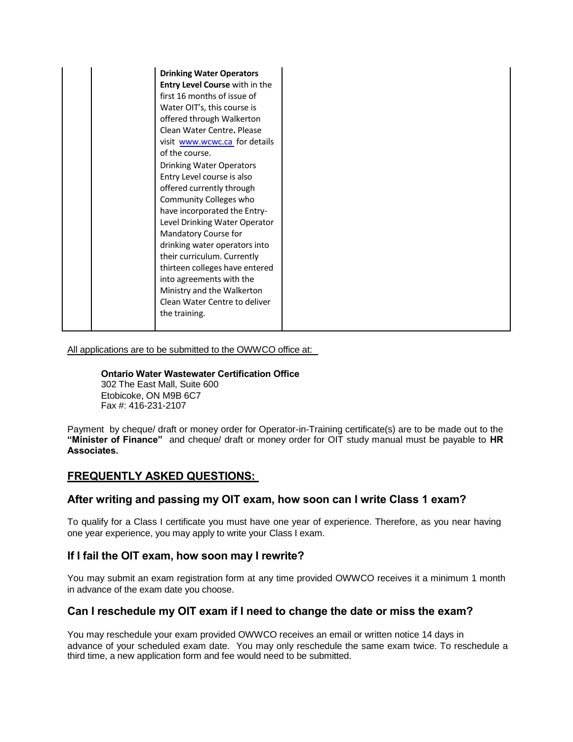| | | | |
|---|---|---|---|
| | | **Drinking Water Operators Entry Level Course** with in the first 16 months of issue of Water OIT's, this course is offered through Walkerton Clean Water Centre**.** Please visit [www.wcwc.ca](http://www.wcwc.ca) for details of the course.<br>Drinking Water Operators Entry Level course is also offered currently through Community Colleges who have incorporated the Entry-Level Drinking Water Operator Mandatory Course for drinking water operators into their curriculum. Currently thirteen colleges have entered into agreements with the Ministry and the Walkerton Clean Water Centre to deliver the training. | |

All applications are to be submitted to the OWWCO office at:

**Ontario Water Wastewater Certification Office**
302 The East Mall, Suite 600
Etobicoke, ON M9B 6C7
Fax #: 416-231-2107

Payment by cheque/ draft or money order for Operator-in-Training certificate(s) are to be made out to the **"Minister of Finance"** and cheque/ draft or money order for OIT study manual must be payable to **HR Associates.**

## FREQUENTLY ASKED QUESTIONS:

### After writing and passing my OIT exam, how soon can I write Class 1 exam?

To qualify for a Class I certificate you must have one year of experience. Therefore, as you near having one year experience, you may apply to write your Class I exam.

### If I fail the OIT exam, how soon may I rewrite?

You may submit an exam registration form at any time provided OWWCO receives it a minimum 1 month in advance of the exam date you choose.

### Can I reschedule my OIT exam if I need to change the date or miss the exam?

You may reschedule your exam provided OWWCO receives an email or written notice 14 days in advance of your scheduled exam date. You may only reschedule the same exam twice. To reschedule a third time, a new application form and fee would need to be submitted.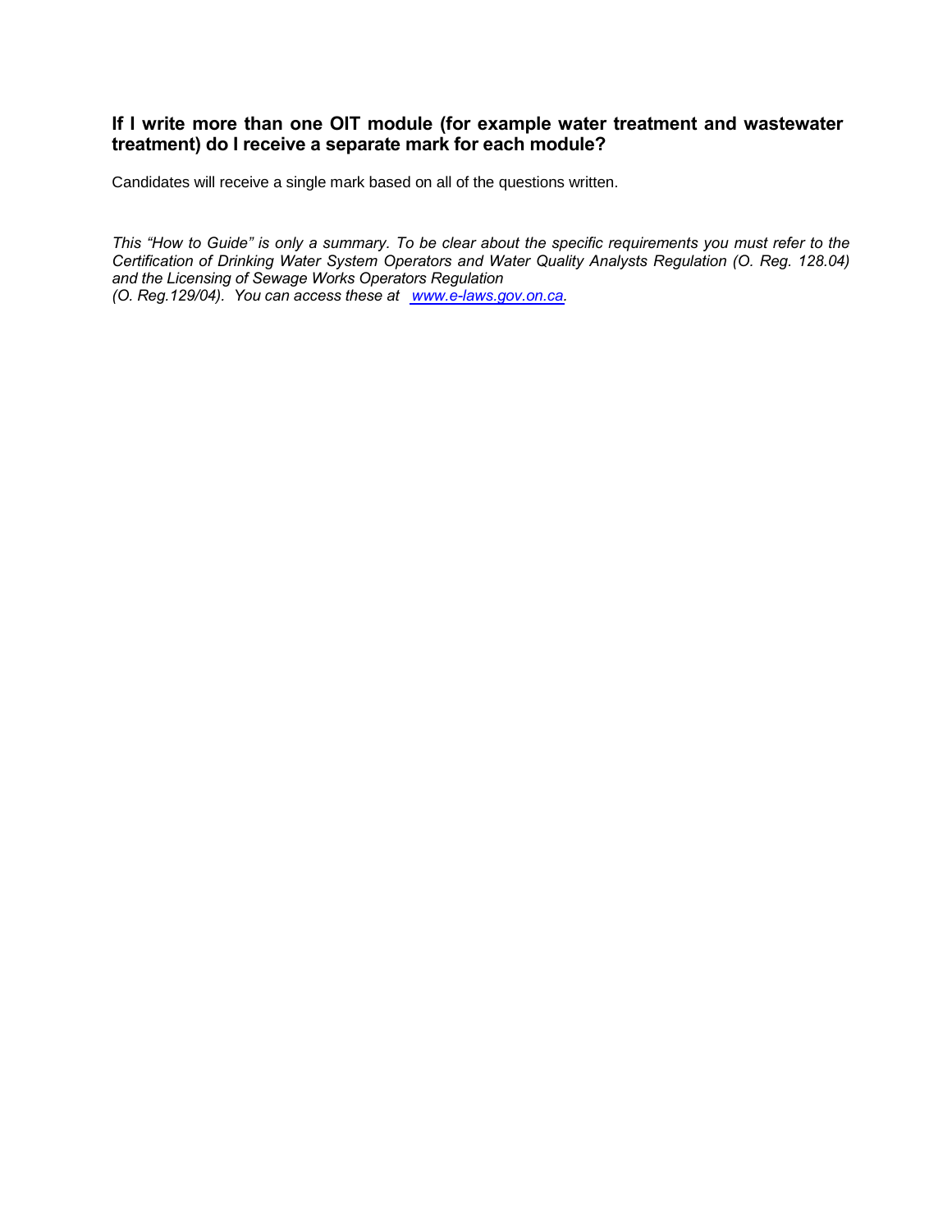### If I write more than one OIT module (for example water treatment and wastewater treatment) do I receive a separate mark for each module?

Candidates will receive a single mark based on all of the questions written.

*This "How to Guide" is only a summary. To be clear about the specific requirements you must refer to the Certification of Drinking Water System Operators and Water Quality Analysts Regulation (O. Reg. 128.04) and the Licensing of Sewage Works Operators Regulation (O. Reg.129/04). You can access these at [www.e-laws.gov.on.ca](http://www.e-laws.gov.on.ca).*